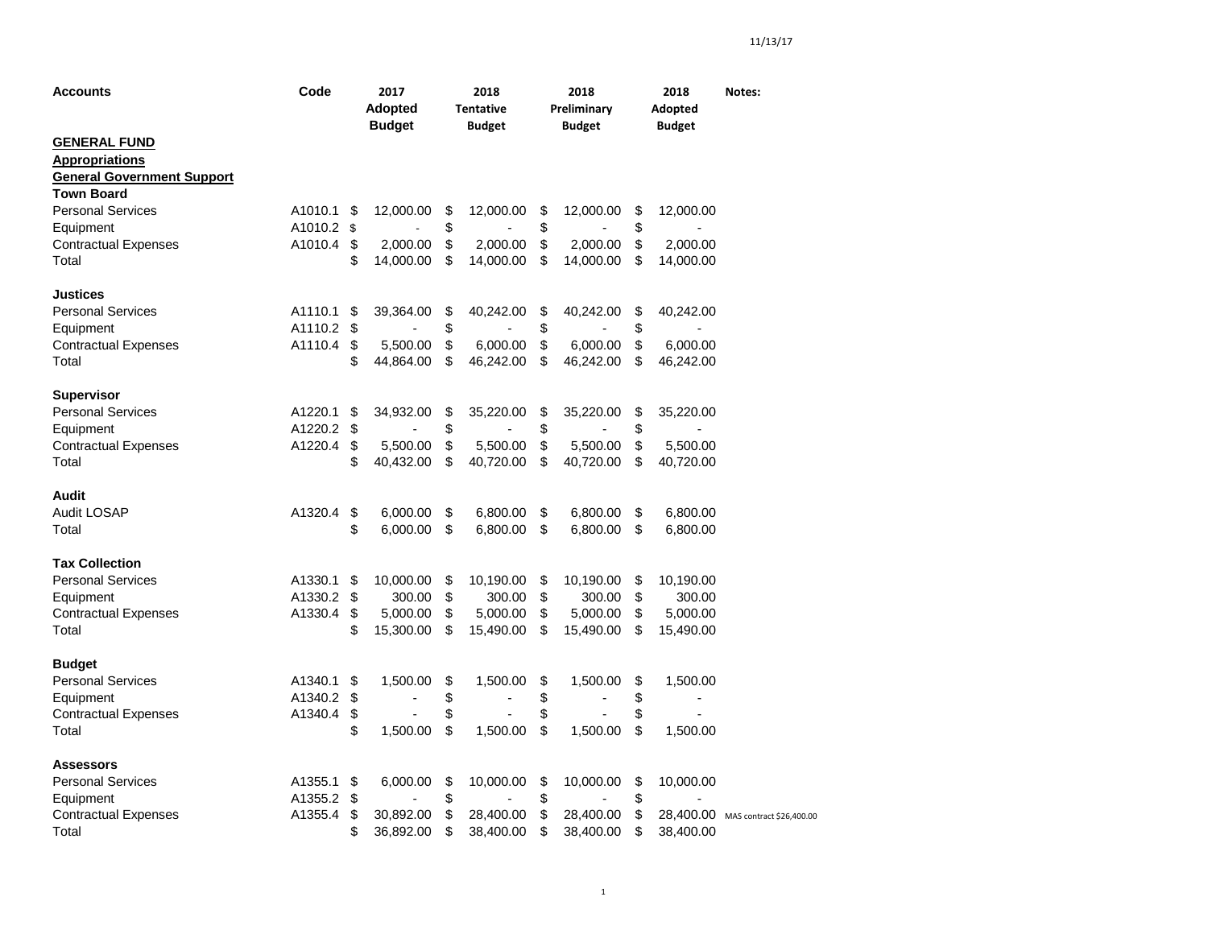11/13/17

| Accounts | Code | 2017 Adopted Budget | 2018 Tentative Budget | 2018 Preliminary Budget | 2018 Adopted Budget | Notes: |
|---|---|---|---|---|---|---|
| **GENERAL FUND** | | | | | | |
| **Appropriations** | | | | | | |
| **General Government Support** | | | | | | |
| **Town Board** | | | | | | |
| Personal Services | A1010.1 | $ 12,000.00 | $ 12,000.00 | $ 12,000.00 | $ 12,000.00 | |
| Equipment | A1010.2 | $ - | $ - | $ - | $ - | |
| Contractual Expenses | A1010.4 | $ 2,000.00 | $ 2,000.00 | $ 2,000.00 | $ 2,000.00 | |
| Total | | $ 14,000.00 | $ 14,000.00 | $ 14,000.00 | $ 14,000.00 | |
| | | | | | | |
| **Justices** | | | | | | |
| Personal Services | A1110.1 | $ 39,364.00 | $ 40,242.00 | $ 40,242.00 | $ 40,242.00 | |
| Equipment | A1110.2 | $ - | $ - | $ - | $ - | |
| Contractual Expenses | A1110.4 | $ 5,500.00 | $ 6,000.00 | $ 6,000.00 | $ 6,000.00 | |
| Total | | $ 44,864.00 | $ 46,242.00 | $ 46,242.00 | $ 46,242.00 | |
| | | | | | | |
| **Supervisor** | | | | | | |
| Personal Services | A1220.1 | $ 34,932.00 | $ 35,220.00 | $ 35,220.00 | $ 35,220.00 | |
| Equipment | A1220.2 | $ - | $ - | $ - | $ - | |
| Contractual Expenses | A1220.4 | $ 5,500.00 | $ 5,500.00 | $ 5,500.00 | $ 5,500.00 | |
| Total | | $ 40,432.00 | $ 40,720.00 | $ 40,720.00 | $ 40,720.00 | |
| | | | | | | |
| **Audit** | | | | | | |
| Audit LOSAP | A1320.4 | $ 6,000.00 | $ 6,800.00 | $ 6,800.00 | $ 6,800.00 | |
| Total | | $ 6,000.00 | $ 6,800.00 | $ 6,800.00 | $ 6,800.00 | |
| | | | | | | |
| **Tax Collection** | | | | | | |
| Personal Services | A1330.1 | $ 10,000.00 | $ 10,190.00 | $ 10,190.00 | $ 10,190.00 | |
| Equipment | A1330.2 | $ 300.00 | $ 300.00 | $ 300.00 | $ 300.00 | |
| Contractual Expenses | A1330.4 | $ 5,000.00 | $ 5,000.00 | $ 5,000.00 | $ 5,000.00 | |
| Total | | $ 15,300.00 | $ 15,490.00 | $ 15,490.00 | $ 15,490.00 | |
| | | | | | | |
| **Budget** | | | | | | |
| Personal Services | A1340.1 | $ 1,500.00 | $ 1,500.00 | $ 1,500.00 | $ 1,500.00 | |
| Equipment | A1340.2 | $ - | $ - | $ - | $ - | |
| Contractual Expenses | A1340.4 | $ - | $ - | $ - | $ - | |
| Total | | $ 1,500.00 | $ 1,500.00 | $ 1,500.00 | $ 1,500.00 | |
| | | | | | | |
| **Assessors** | | | | | | |
| Personal Services | A1355.1 | $ 6,000.00 | $ 10,000.00 | $ 10,000.00 | $ 10,000.00 | |
| Equipment | A1355.2 | $ - | $ - | $ - | $ - | |
| Contractual Expenses | A1355.4 | $ 30,892.00 | $ 28,400.00 | $ 28,400.00 | $ 28,400.00 | MAS contract $26,400.00 |
| Total | | $ 36,892.00 | $ 38,400.00 | $ 38,400.00 | $ 38,400.00 | |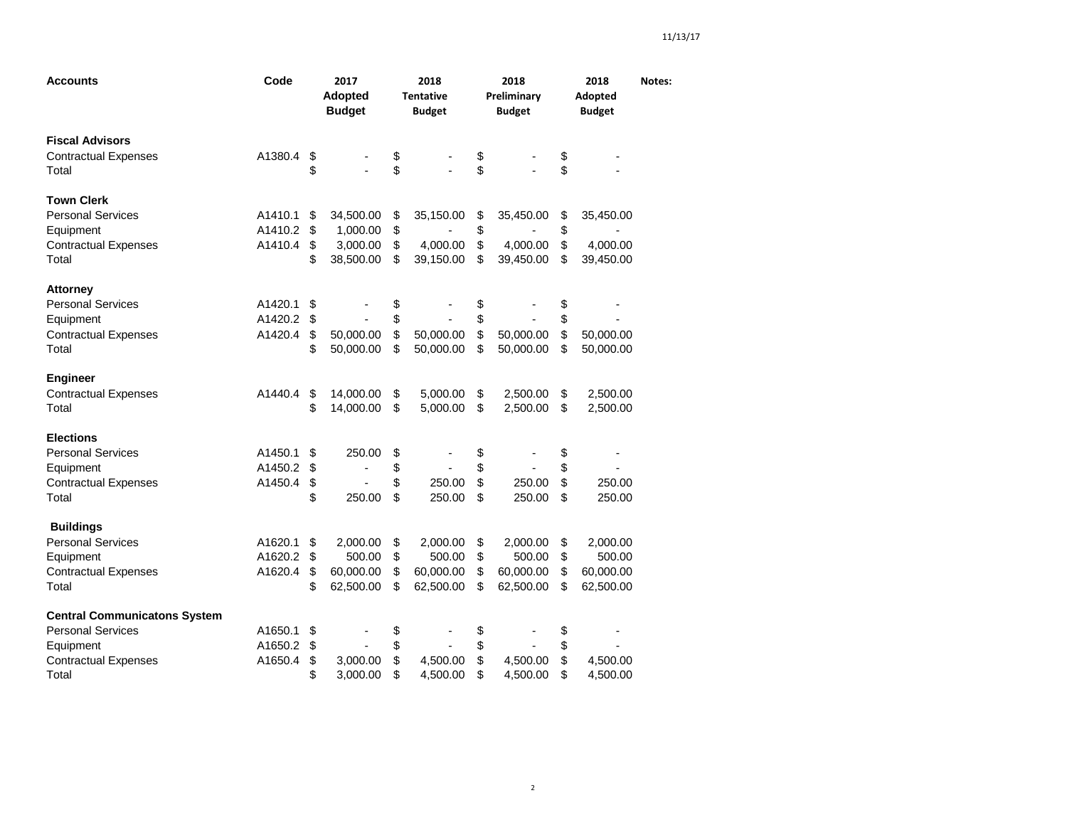| Accounts | Code | 2017 Adopted Budget | 2018 Tentative Budget | 2018 Preliminary Budget | 2018 Adopted Budget | Notes: |
|---|---|---|---|---|---|---|
| **Fiscal Advisors** | | | | | | |
| Contractual Expenses | A1380.4 | $ - | $ - | $ - | $ - | |
| Total | | $ - | $ - | $ - | $ - | |
| **Town Clerk** | | | | | | |
| Personal Services | A1410.1 | $ 34,500.00 | $ 35,150.00 | $ 35,450.00 | $ 35,450.00 | |
| Equipment | A1410.2 | $ 1,000.00 | $ - | $ - | $ - | |
| Contractual Expenses | A1410.4 | $ 3,000.00 | $ 4,000.00 | $ 4,000.00 | $ 4,000.00 | |
| Total | | $ 38,500.00 | $ 39,150.00 | $ 39,450.00 | $ 39,450.00 | |
| **Attorney** | | | | | | |
| Personal Services | A1420.1 | $ - | $ - | $ - | $ - | |
| Equipment | A1420.2 | $ - | $ - | $ - | $ - | |
| Contractual Expenses | A1420.4 | $ 50,000.00 | $ 50,000.00 | $ 50,000.00 | $ 50,000.00 | |
| Total | | $ 50,000.00 | $ 50,000.00 | $ 50,000.00 | $ 50,000.00 | |
| **Engineer** | | | | | | |
| Contractual Expenses | A1440.4 | $ 14,000.00 | $ 5,000.00 | $ 2,500.00 | $ 2,500.00 | |
| Total | | $ 14,000.00 | $ 5,000.00 | $ 2,500.00 | $ 2,500.00 | |
| **Elections** | | | | | | |
| Personal Services | A1450.1 | $ 250.00 | $ - | $ - | $ - | |
| Equipment | A1450.2 | $ - | $ - | $ - | $ - | |
| Contractual Expenses | A1450.4 | $ - | $ 250.00 | $ 250.00 | $ 250.00 | |
| Total | | $ 250.00 | $ 250.00 | $ 250.00 | $ 250.00 | |
| **Buildings** | | | | | | |
| Personal Services | A1620.1 | $ 2,000.00 | $ 2,000.00 | $ 2,000.00 | $ 2,000.00 | |
| Equipment | A1620.2 | $ 500.00 | $ 500.00 | $ 500.00 | $ 500.00 | |
| Contractual Expenses | A1620.4 | $ 60,000.00 | $ 60,000.00 | $ 60,000.00 | $ 60,000.00 | |
| Total | | $ 62,500.00 | $ 62,500.00 | $ 62,500.00 | $ 62,500.00 | |
| **Central Communicatons System** | | | | | | |
| Personal Services | A1650.1 | $ - | $ - | $ - | $ - | |
| Equipment | A1650.2 | $ - | $ - | $ - | $ - | |
| Contractual Expenses | A1650.4 | $ 3,000.00 | $ 4,500.00 | $ 4,500.00 | $ 4,500.00 | |
| Total | | $ 3,000.00 | $ 4,500.00 | $ 4,500.00 | $ 4,500.00 | |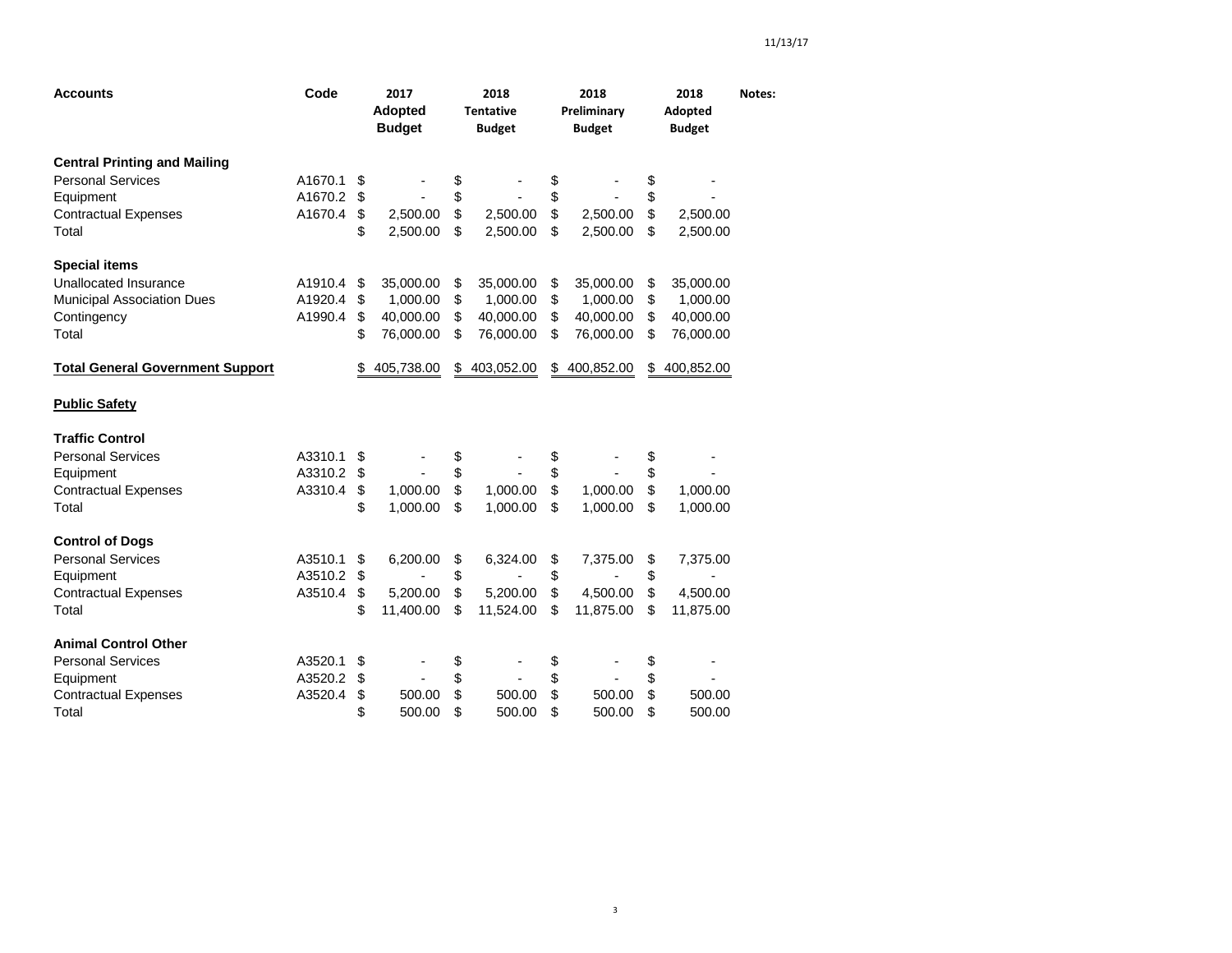| Accounts | Code | 2017 Adopted Budget | 2018 Tentative Budget | 2018 Preliminary Budget | 2018 Adopted Budget | Notes: |
|---|---|---|---|---|---|---|
| **Central Printing and Mailing** | | | | | | |
| Personal Services | A1670.1 | $ - | $ - | $ - | $ - | |
| Equipment | A1670.2 | $ - | $ - | $ - | $ - | |
| Contractual Expenses | A1670.4 | $ 2,500.00 | $ 2,500.00 | $ 2,500.00 | $ 2,500.00 | |
| Total | | $ 2,500.00 | $ 2,500.00 | $ 2,500.00 | $ 2,500.00 | |
| **Special items** | | | | | | |
| Unallocated Insurance | A1910.4 | $ 35,000.00 | $ 35,000.00 | $ 35,000.00 | $ 35,000.00 | |
| Municipal Association Dues | A1920.4 | $ 1,000.00 | $ 1,000.00 | $ 1,000.00 | $ 1,000.00 | |
| Contingency | A1990.4 | $ 40,000.00 | $ 40,000.00 | $ 40,000.00 | $ 40,000.00 | |
| Total | | $ 76,000.00 | $ 76,000.00 | $ 76,000.00 | $ 76,000.00 | |
| **Total General Government Support** | | $ 405,738.00 | $ 403,052.00 | $ 400,852.00 | $ 400,852.00 | |
| **Public Safety** | | | | | | |
| **Traffic Control** | | | | | | |
| Personal Services | A3310.1 | $ - | $ - | $ - | $ - | |
| Equipment | A3310.2 | $ - | $ - | $ - | $ - | |
| Contractual Expenses | A3310.4 | $ 1,000.00 | $ 1,000.00 | $ 1,000.00 | $ 1,000.00 | |
| Total | | $ 1,000.00 | $ 1,000.00 | $ 1,000.00 | $ 1,000.00 | |
| **Control of Dogs** | | | | | | |
| Personal Services | A3510.1 | $ 6,200.00 | $ 6,324.00 | $ 7,375.00 | $ 7,375.00 | |
| Equipment | A3510.2 | $ - | $ - | $ - | $ - | |
| Contractual Expenses | A3510.4 | $ 5,200.00 | $ 5,200.00 | $ 4,500.00 | $ 4,500.00 | |
| Total | | $ 11,400.00 | $ 11,524.00 | $ 11,875.00 | $ 11,875.00 | |
| **Animal Control Other** | | | | | | |
| Personal Services | A3520.1 | $ - | $ - | $ - | $ - | |
| Equipment | A3520.2 | $ - | $ - | $ - | $ - | |
| Contractual Expenses | A3520.4 | $ 500.00 | $ 500.00 | $ 500.00 | $ 500.00 | |
| Total | | $ 500.00 | $ 500.00 | $ 500.00 | $ 500.00 | |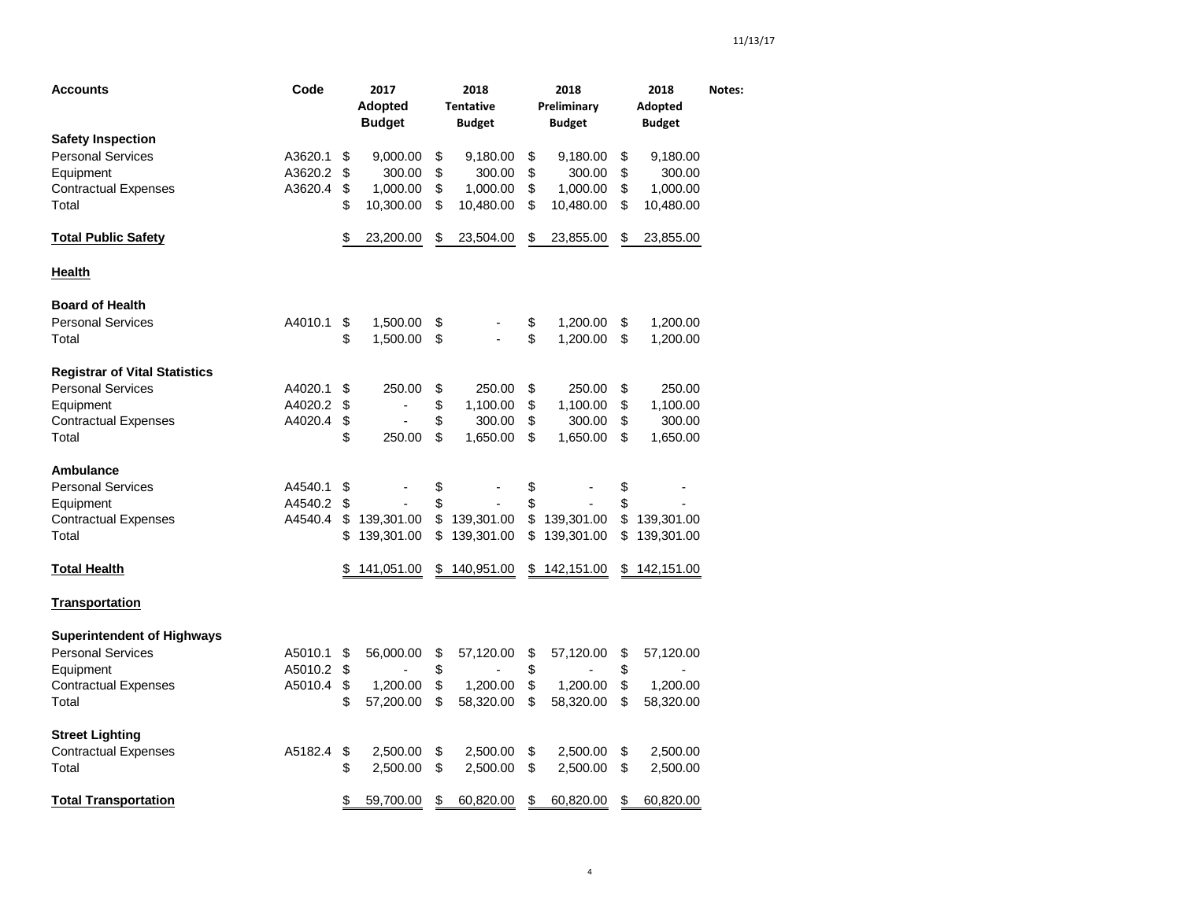| Accounts | Code | 2017 Adopted Budget | 2018 Tentative Budget | 2018 Preliminary Budget | 2018 Adopted Budget | Notes: |
|---|---|---|---|---|---|---|
| **Safety Inspection** | | | | | | |
| Personal Services | A3620.1 | $ 9,000.00 | $ 9,180.00 | $ 9,180.00 | $ 9,180.00 | |
| Equipment | A3620.2 | $ 300.00 | $ 300.00 | $ 300.00 | $ 300.00 | |
| Contractual Expenses | A3620.4 | $ 1,000.00 | $ 1,000.00 | $ 1,000.00 | $ 1,000.00 | |
| Total | | $ 10,300.00 | $ 10,480.00 | $ 10,480.00 | $ 10,480.00 | |
| **Total Public Safety** | | $ 23,200.00 | $ 23,504.00 | $ 23,855.00 | $ 23,855.00 | |
| **Health** | | | | | | |
| **Board of Health** | | | | | | |
| Personal Services | A4010.1 | $ 1,500.00 | $ - | $ 1,200.00 | $ 1,200.00 | |
| Total | | $ 1,500.00 | $ - | $ 1,200.00 | $ 1,200.00 | |
| **Registrar of Vital Statistics** | | | | | | |
| Personal Services | A4020.1 | $ 250.00 | $ 250.00 | $ 250.00 | $ 250.00 | |
| Equipment | A4020.2 | $ - | $ 1,100.00 | $ 1,100.00 | $ 1,100.00 | |
| Contractual Expenses | A4020.4 | $ - | $ 300.00 | $ 300.00 | $ 300.00 | |
| Total | | $ 250.00 | $ 1,650.00 | $ 1,650.00 | $ 1,650.00 | |
| **Ambulance** | | | | | | |
| Personal Services | A4540.1 | $ - | $ - | $ - | $ - | |
| Equipment | A4540.2 | $ - | $ - | $ - | $ - | |
| Contractual Expenses | A4540.4 | $ 139,301.00 | $ 139,301.00 | $ 139,301.00 | $ 139,301.00 | |
| Total | | $ 139,301.00 | $ 139,301.00 | $ 139,301.00 | $ 139,301.00 | |
| **Total Health** | | $ 141,051.00 | $ 140,951.00 | $ 142,151.00 | $ 142,151.00 | |
| **Transportation** | | | | | | |
| **Superintendent of Highways** | | | | | | |
| Personal Services | A5010.1 | $ 56,000.00 | $ 57,120.00 | $ 57,120.00 | $ 57,120.00 | |
| Equipment | A5010.2 | $ - | $ - | $ - | $ - | |
| Contractual Expenses | A5010.4 | $ 1,200.00 | $ 1,200.00 | $ 1,200.00 | $ 1,200.00 | |
| Total | | $ 57,200.00 | $ 58,320.00 | $ 58,320.00 | $ 58,320.00 | |
| **Street Lighting** | | | | | | |
| Contractual Expenses | A5182.4 | $ 2,500.00 | $ 2,500.00 | $ 2,500.00 | $ 2,500.00 | |
| Total | | $ 2,500.00 | $ 2,500.00 | $ 2,500.00 | $ 2,500.00 | |
| **Total Transportation** | | $ 59,700.00 | $ 60,820.00 | $ 60,820.00 | $ 60,820.00 | |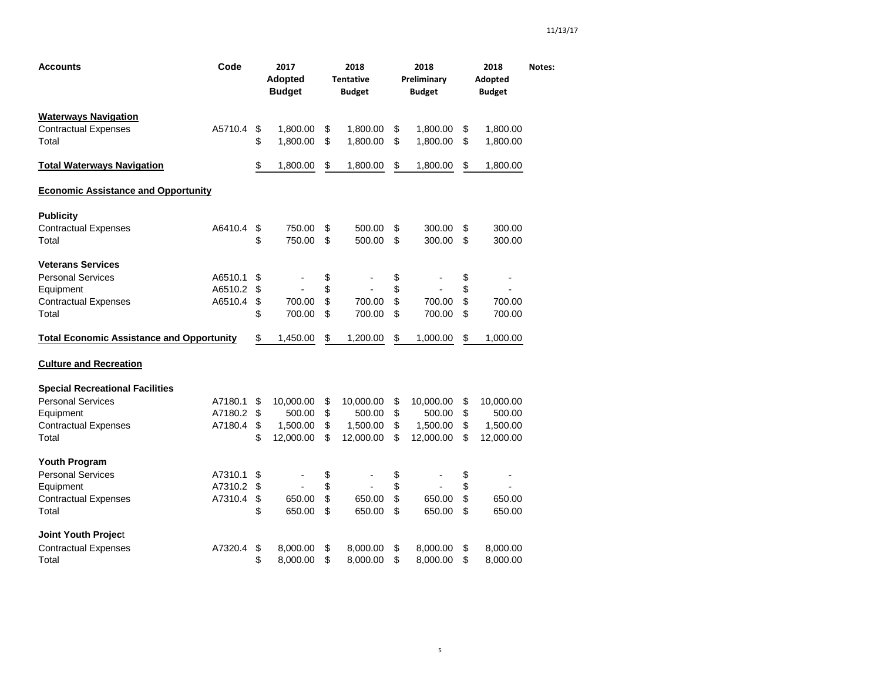| Accounts | Code | 2017 Adopted Budget | 2018 Tentative Budget | 2018 Preliminary Budget | 2018 Adopted Budget | Notes: |
|---|---|---|---|---|---|---|
| **Waterways Navigation** | | | | | | |
| Contractual Expenses | A5710.4 | $ 1,800.00 | $ 1,800.00 | $ 1,800.00 | $ 1,800.00 | |
| Total | | $ 1,800.00 | $ 1,800.00 | $ 1,800.00 | $ 1,800.00 | |
| **Total Waterways Navigation** | | $ 1,800.00 | $ 1,800.00 | $ 1,800.00 | $ 1,800.00 | |
| **Economic Assistance and Opportunity** | | | | | | |
| **Publicity** | | | | | | |
| Contractual Expenses | A6410.4 | $ 750.00 | $ 500.00 | $ 300.00 | $ 300.00 | |
| Total | | $ 750.00 | $ 500.00 | $ 300.00 | $ 300.00 | |
| **Veterans Services** | | | | | | |
| Personal Services | A6510.1 | $ - | $ - | $ - | $ - | |
| Equipment | A6510.2 | $ - | $ - | $ - | $ - | |
| Contractual Expenses | A6510.4 | $ 700.00 | $ 700.00 | $ 700.00 | $ 700.00 | |
| Total | | $ 700.00 | $ 700.00 | $ 700.00 | $ 700.00 | |
| **Total Economic Assistance and Opportunity** | | $ 1,450.00 | $ 1,200.00 | $ 1,000.00 | $ 1,000.00 | |
| **Culture and Recreation** | | | | | | |
| **Special Recreational Facilities** | | | | | | |
| Personal Services | A7180.1 | $ 10,000.00 | $ 10,000.00 | $ 10,000.00 | $ 10,000.00 | |
| Equipment | A7180.2 | $ 500.00 | $ 500.00 | $ 500.00 | $ 500.00 | |
| Contractual Expenses | A7180.4 | $ 1,500.00 | $ 1,500.00 | $ 1,500.00 | $ 1,500.00 | |
| Total | | $ 12,000.00 | $ 12,000.00 | $ 12,000.00 | $ 12,000.00 | |
| **Youth Program** | | | | | | |
| Personal Services | A7310.1 | $ - | $ - | $ - | $ - | |
| Equipment | A7310.2 | $ - | $ - | $ - | $ - | |
| Contractual Expenses | A7310.4 | $ 650.00 | $ 650.00 | $ 650.00 | $ 650.00 | |
| Total | | $ 650.00 | $ 650.00 | $ 650.00 | $ 650.00 | |
| **Joint Youth Project** | | | | | | |
| Contractual Expenses | A7320.4 | $ 8,000.00 | $ 8,000.00 | $ 8,000.00 | $ 8,000.00 | |
| Total | | $ 8,000.00 | $ 8,000.00 | $ 8,000.00 | $ 8,000.00 | |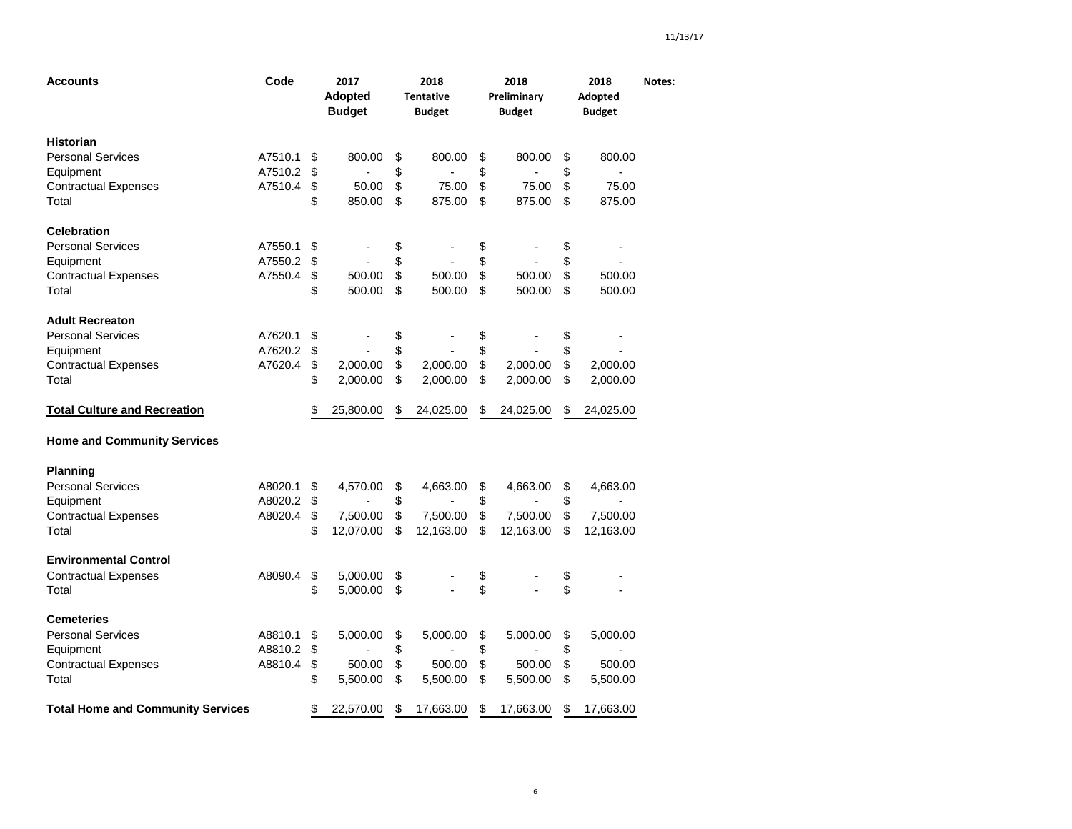| Accounts | Code | 2017 Adopted Budget | 2018 Tentative Budget | 2018 Preliminary Budget | 2018 Adopted Budget | Notes: |
|---|---|---|---|---|---|---|
| **Historian** | | | | | | |
| Personal Services | A7510.1 | $ 800.00 | $ 800.00 | $ 800.00 | $ 800.00 | |
| Equipment | A7510.2 | $ - | $ - | $ - | $ - | |
| Contractual Expenses | A7510.4 | $ 50.00 | $ 75.00 | $ 75.00 | $ 75.00 | |
| Total | | $ 850.00 | $ 875.00 | $ 875.00 | $ 875.00 | |
| **Celebration** | | | | | | |
| Personal Services | A7550.1 | $ - | $ - | $ - | $ - | |
| Equipment | A7550.2 | $ - | $ - | $ - | $ - | |
| Contractual Expenses | A7550.4 | $ 500.00 | $ 500.00 | $ 500.00 | $ 500.00 | |
| Total | | $ 500.00 | $ 500.00 | $ 500.00 | $ 500.00 | |
| **Adult Recreaton** | | | | | | |
| Personal Services | A7620.1 | $ - | $ - | $ - | $ - | |
| Equipment | A7620.2 | $ - | $ - | $ - | $ - | |
| Contractual Expenses | A7620.4 | $ 2,000.00 | $ 2,000.00 | $ 2,000.00 | $ 2,000.00 | |
| Total | | $ 2,000.00 | $ 2,000.00 | $ 2,000.00 | $ 2,000.00 | |
| **Total Culture and Recreation** | | $ 25,800.00 | $ 24,025.00 | $ 24,025.00 | $ 24,025.00 | |
| **Home and Community Services** | | | | | | |
| **Planning** | | | | | | |
| Personal Services | A8020.1 | $ 4,570.00 | $ 4,663.00 | $ 4,663.00 | $ 4,663.00 | |
| Equipment | A8020.2 | $ - | $ - | $ - | $ - | |
| Contractual Expenses | A8020.4 | $ 7,500.00 | $ 7,500.00 | $ 7,500.00 | $ 7,500.00 | |
| Total | | $ 12,070.00 | $ 12,163.00 | $ 12,163.00 | $ 12,163.00 | |
| **Environmental Control** | | | | | | |
| Contractual Expenses | A8090.4 | $ 5,000.00 | $ - | $ - | $ - | |
| Total | | $ 5,000.00 | $ - | $ - | $ - | |
| **Cemeteries** | | | | | | |
| Personal Services | A8810.1 | $ 5,000.00 | $ 5,000.00 | $ 5,000.00 | $ 5,000.00 | |
| Equipment | A8810.2 | $ - | $ - | $ - | $ - | |
| Contractual Expenses | A8810.4 | $ 500.00 | $ 500.00 | $ 500.00 | $ 500.00 | |
| Total | | $ 5,500.00 | $ 5,500.00 | $ 5,500.00 | $ 5,500.00 | |
| **Total Home and Community Services** | | $ 22,570.00 | $ 17,663.00 | $ 17,663.00 | $ 17,663.00 | |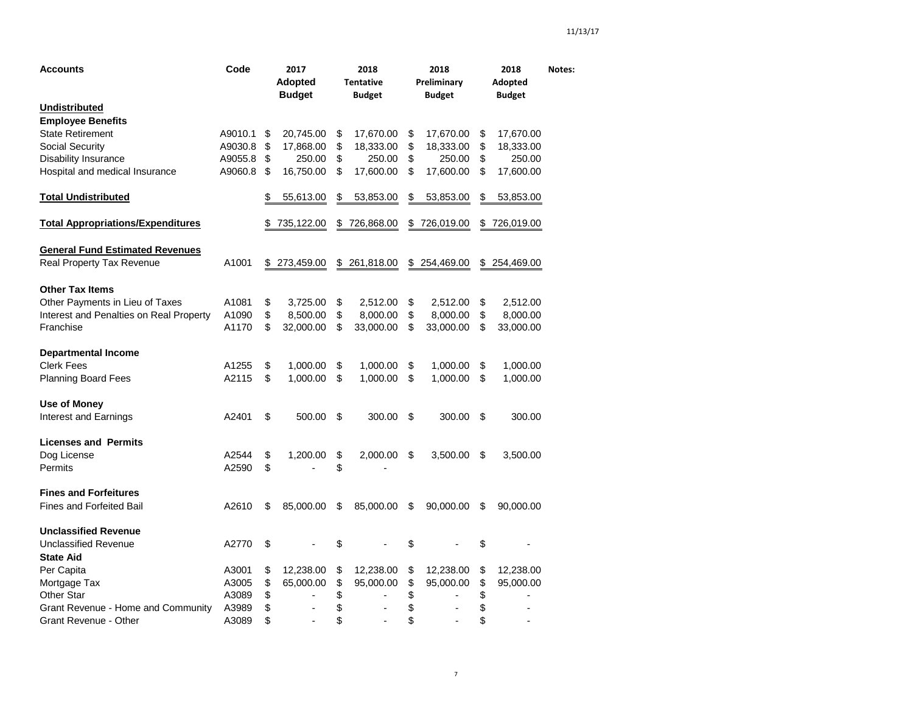| Accounts | Code | 2017 Adopted Budget | 2018 Tentative Budget | 2018 Preliminary Budget | 2018 Adopted Budget | Notes: |
|---|---|---|---|---|---|---|
| **Undistributed** | | | | | | |
| **Employee Benefits** | | | | | | |
| State Retirement | A9010.1 | $ 20,745.00 | $ 17,670.00 | $ 17,670.00 | $ 17,670.00 | |
| Social Security | A9030.8 | $ 17,868.00 | $ 18,333.00 | $ 18,333.00 | $ 18,333.00 | |
| Disability Insurance | A9055.8 | $ 250.00 | $ 250.00 | $ 250.00 | $ 250.00 | |
| Hospital and medical Insurance | A9060.8 | $ 16,750.00 | $ 17,600.00 | $ 17,600.00 | $ 17,600.00 | |
| **Total Undistributed** | | $ 55,613.00 | $ 53,853.00 | $ 53,853.00 | $ 53,853.00 | |
| **Total Appropriations/Expenditures** | | $ 735,122.00 | $ 726,868.00 | $ 726,019.00 | $ 726,019.00 | |
| **General Fund Estimated Revenues** | | | | | | |
| Real Property Tax Revenue | A1001 | $ 273,459.00 | $ 261,818.00 | $ 254,469.00 | $ 254,469.00 | |
| **Other Tax Items** | | | | | | |
| Other Payments in Lieu of Taxes | A1081 | $ 3,725.00 | $ 2,512.00 | $ 2,512.00 | $ 2,512.00 | |
| Interest and Penalties on Real Property | A1090 | $ 8,500.00 | $ 8,000.00 | $ 8,000.00 | $ 8,000.00 | |
| Franchise | A1170 | $ 32,000.00 | $ 33,000.00 | $ 33,000.00 | $ 33,000.00 | |
| **Departmental Income** | | | | | | |
| Clerk Fees | A1255 | $ 1,000.00 | $ 1,000.00 | $ 1,000.00 | $ 1,000.00 | |
| Planning Board Fees | A2115 | $ 1,000.00 | $ 1,000.00 | $ 1,000.00 | $ 1,000.00 | |
| **Use of Money** | | | | | | |
| Interest and Earnings | A2401 | $ 500.00 | $ 300.00 | $ 300.00 | $ 300.00 | |
| **Licenses and Permits** | | | | | | |
| Dog License | A2544 | $ 1,200.00 | $ 2,000.00 | $ 3,500.00 | $ 3,500.00 | |
| Permits | A2590 | $ - | $ - | | | |
| **Fines and Forfeitures** | | | | | | |
| Fines and Forfeited Bail | A2610 | $ 85,000.00 | $ 85,000.00 | $ 90,000.00 | $ 90,000.00 | |
| **Unclassified Revenue** | | | | | | |
| Unclassified Revenue | A2770 | $ - | $ - | $ - | $ - | |
| **State Aid** | | | | | | |
| Per Capita | A3001 | $ 12,238.00 | $ 12,238.00 | $ 12,238.00 | $ 12,238.00 | |
| Mortgage Tax | A3005 | $ 65,000.00 | $ 95,000.00 | $ 95,000.00 | $ 95,000.00 | |
| Other Star | A3089 | $ - | $ - | $ - | $ - | |
| Grant Revenue - Home and Community | A3989 | $ - | $ - | $ - | $ - | |
| Grant Revenue - Other | A3089 | $ - | $ - | $ - | $ - | |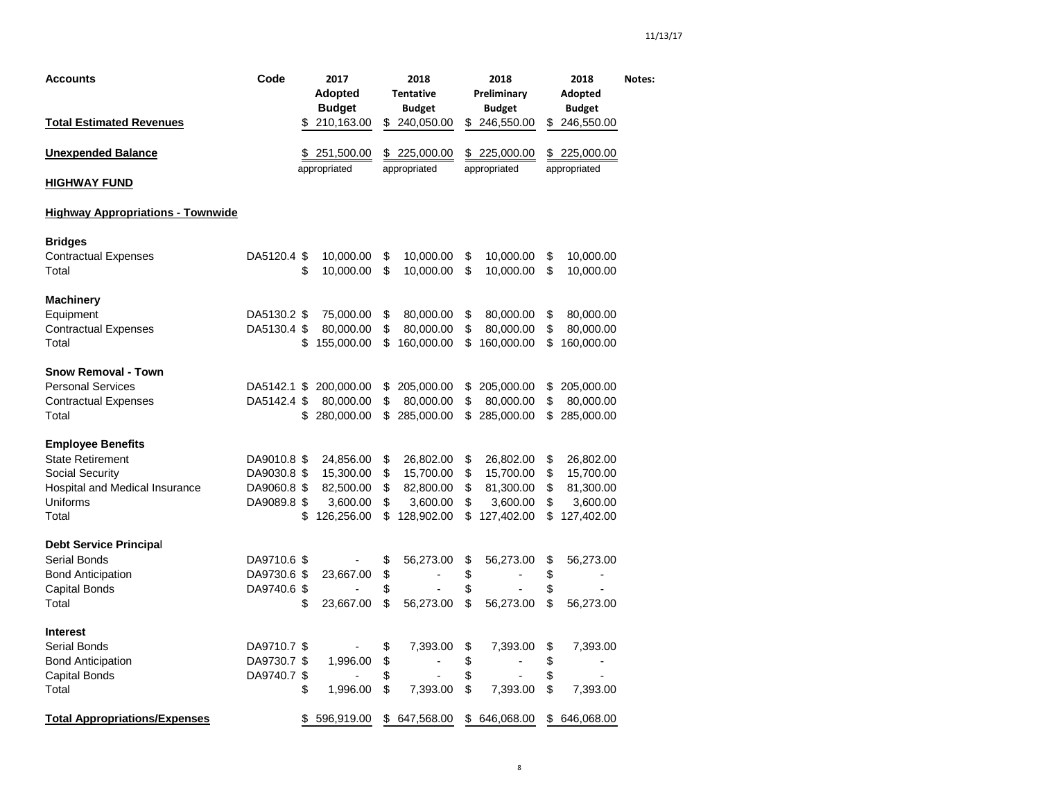| Accounts | Code | 2017 Adopted Budget | 2018 Tentative Budget | 2018 Preliminary Budget | 2018 Adopted Budget | Notes: |
|---|---|---|---|---|---|---|
| **Total Estimated Revenues** | | $ 210,163.00 | $ 240,050.00 | $ 246,550.00 | $ 246,550.00 | |
| **Unexpended Balance** | | $ 251,500.00 appropriated | $ 225,000.00 appropriated | $ 225,000.00 appropriated | $ 225,000.00 appropriated | |
| **HIGHWAY FUND** | | | | | | |
| **Highway Appropriations - Townwide** | | | | | | |
| **Bridges** | | | | | | |
| Contractual Expenses | DA5120.4 | $ 10,000.00 | $ 10,000.00 | $ 10,000.00 | $ 10,000.00 | |
| Total | | $ 10,000.00 | $ 10,000.00 | $ 10,000.00 | $ 10,000.00 | |
| **Machinery** | | | | | | |
| Equipment | DA5130.2 | $ 75,000.00 | $ 80,000.00 | $ 80,000.00 | $ 80,000.00 | |
| Contractual Expenses | DA5130.4 | $ 80,000.00 | $ 80,000.00 | $ 80,000.00 | $ 80,000.00 | |
| Total | | $ 155,000.00 | $ 160,000.00 | $ 160,000.00 | $ 160,000.00 | |
| **Snow Removal - Town** | | | | | | |
| Personal Services | DA5142.1 | $ 200,000.00 | $ 205,000.00 | $ 205,000.00 | $ 205,000.00 | |
| Contractual Expenses | DA5142.4 | $ 80,000.00 | $ 80,000.00 | $ 80,000.00 | $ 80,000.00 | |
| Total | | $ 280,000.00 | $ 285,000.00 | $ 285,000.00 | $ 285,000.00 | |
| **Employee Benefits** | | | | | | |
| State Retirement | DA9010.8 | $ 24,856.00 | $ 26,802.00 | $ 26,802.00 | $ 26,802.00 | |
| Social Security | DA9030.8 | $ 15,300.00 | $ 15,700.00 | $ 15,700.00 | $ 15,700.00 | |
| Hospital and Medical Insurance | DA9060.8 | $ 82,500.00 | $ 82,800.00 | $ 81,300.00 | $ 81,300.00 | |
| Uniforms | DA9089.8 | $ 3,600.00 | $ 3,600.00 | $ 3,600.00 | $ 3,600.00 | |
| Total | | $ 126,256.00 | $ 128,902.00 | $ 127,402.00 | $ 127,402.00 | |
| **Debt Service Principal** | | | | | | |
| Serial Bonds | DA9710.6 | $ - | $ 56,273.00 | $ 56,273.00 | $ 56,273.00 | |
| Bond Anticipation | DA9730.6 | $ 23,667.00 | $ - | $ - | $ - | |
| Capital Bonds | DA9740.6 | $ - | $ - | $ - | $ - | |
| Total | | $ 23,667.00 | $ 56,273.00 | $ 56,273.00 | $ 56,273.00 | |
| **Interest** | | | | | | |
| Serial Bonds | DA9710.7 | $ - | $ 7,393.00 | $ 7,393.00 | $ 7,393.00 | |
| Bond Anticipation | DA9730.7 | $ 1,996.00 | $ - | $ - | $ - | |
| Capital Bonds | DA9740.7 | $ - | $ - | $ - | $ - | |
| Total | | $ 1,996.00 | $ 7,393.00 | $ 7,393.00 | $ 7,393.00 | |
| **Total Appropriations/Expenses** | | $ 596,919.00 | $ 647,568.00 | $ 646,068.00 | $ 646,068.00 | |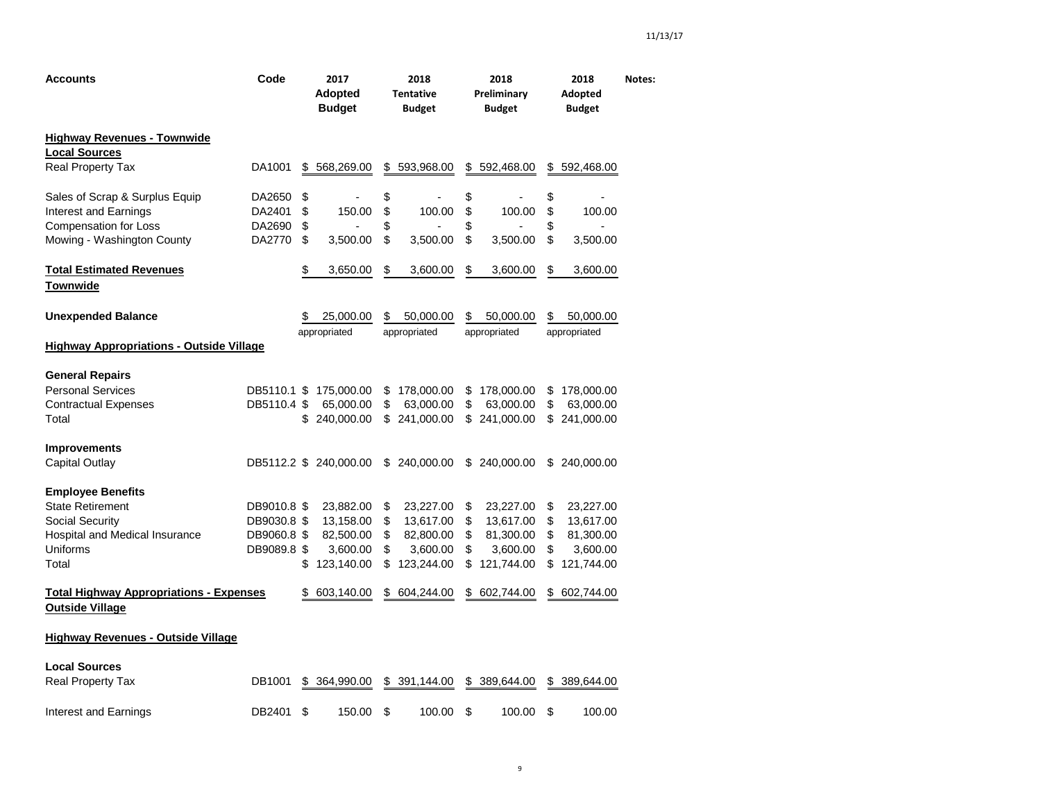| Accounts | Code | 2017 Adopted Budget | 2018 Tentative Budget | 2018 Preliminary Budget | 2018 Adopted Budget | Notes: |
|---|---|---|---|---|---|---|
| **Highway Revenues - Townwide** | | | | | | |
| **Local Sources** | | | | | | |
| Real Property Tax | DA1001 | $ 568,269.00 | $ 593,968.00 | $ 592,468.00 | $ 592,468.00 | |
| Sales of Scrap & Surplus Equip | DA2650 | $ - | $ - | $ - | $ - | |
| Interest and Earnings | DA2401 | $ 150.00 | $ 100.00 | $ 100.00 | $ 100.00 | |
| Compensation for Loss | DA2690 | $ - | $ - | $ - | $ - | |
| Mowing - Washington County | DA2770 | $ 3,500.00 | $ 3,500.00 | $ 3,500.00 | $ 3,500.00 | |
| **Total Estimated Revenues Townwide** | | $ 3,650.00 | $ 3,600.00 | $ 3,600.00 | $ 3,600.00 | |
| **Unexpended Balance** | | $ 25,000.00 appropriated | $ 50,000.00 appropriated | $ 50,000.00 appropriated | $ 50,000.00 appropriated | |
| **Highway Appropriations - Outside Village** | | | | | | |
| **General Repairs** | | | | | | |
| Personal Services | DB5110.1 | $ 175,000.00 | $ 178,000.00 | $ 178,000.00 | $ 178,000.00 | |
| Contractual Expenses | DB5110.4 | $ 65,000.00 | $ 63,000.00 | $ 63,000.00 | $ 63,000.00 | |
| Total | | $ 240,000.00 | $ 241,000.00 | $ 241,000.00 | $ 241,000.00 | |
| **Improvements** | | | | | | |
| Capital Outlay | DB5112.2 | $ 240,000.00 | $ 240,000.00 | $ 240,000.00 | $ 240,000.00 | |
| **Employee Benefits** | | | | | | |
| State Retirement | DB9010.8 | $ 23,882.00 | $ 23,227.00 | $ 23,227.00 | $ 23,227.00 | |
| Social Security | DB9030.8 | $ 13,158.00 | $ 13,617.00 | $ 13,617.00 | $ 13,617.00 | |
| Hospital and Medical Insurance | DB9060.8 | $ 82,500.00 | $ 82,800.00 | $ 81,300.00 | $ 81,300.00 | |
| Uniforms | DB9089.8 | $ 3,600.00 | $ 3,600.00 | $ 3,600.00 | $ 3,600.00 | |
| Total | | $ 123,140.00 | $ 123,244.00 | $ 121,744.00 | $ 121,744.00 | |
| **Total Highway Appropriations - Expenses Outside Village** | | $ 603,140.00 | $ 604,244.00 | $ 602,744.00 | $ 602,744.00 | |
| **Highway Revenues - Outside Village** | | | | | | |
| **Local Sources** | | | | | | |
| Real Property Tax | DB1001 | $ 364,990.00 | $ 391,144.00 | $ 389,644.00 | $ 389,644.00 | |
| Interest and Earnings | DB2401 | $ 150.00 | $ 100.00 | $ 100.00 | $ 100.00 | |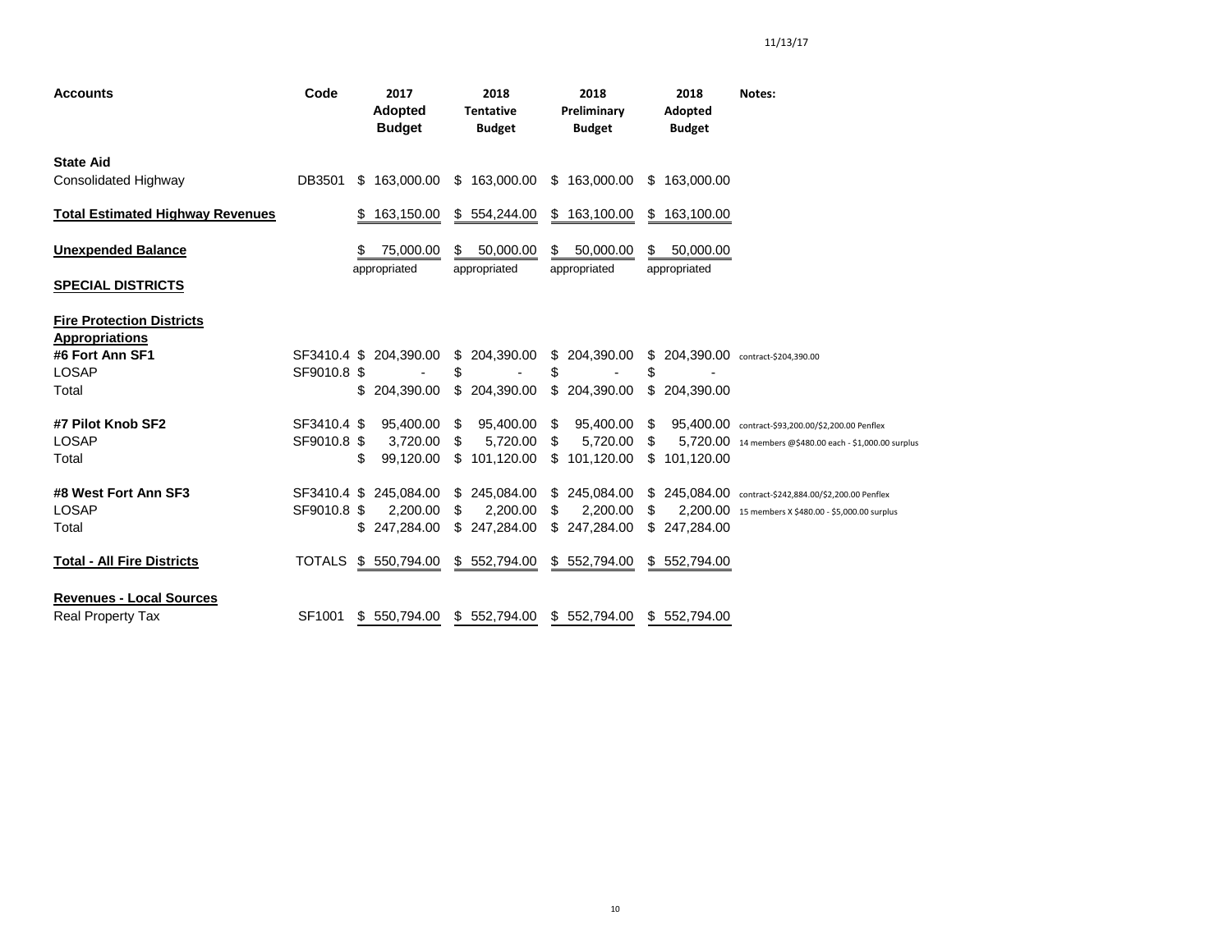11/13/17

| Accounts | Code | 2017 Adopted Budget | 2018 Tentative Budget | 2018 Preliminary Budget | 2018 Adopted Budget | Notes: |
|---|---|---|---|---|---|---|
| **State Aid** | | | | | | |
| Consolidated Highway | DB3501 | $ 163,000.00 | $ 163,000.00 | $ 163,000.00 | $ 163,000.00 | |
| **Total Estimated Highway Revenues** | | $ 163,150.00 | $ 554,244.00 | $ 163,100.00 | $ 163,100.00 | |
| **Unexpended Balance** | | $ 75,000.00 appropriated | $ 50,000.00 appropriated | $ 50,000.00 appropriated | $ 50,000.00 appropriated | |
| **SPECIAL DISTRICTS** | | | | | | |
| **Fire Protection Districts** | | | | | | |
| **Appropriations** | | | | | | |
| **#6 Fort Ann SF1** | SF3410.4 | $ 204,390.00 | $ 204,390.00 | $ 204,390.00 | $ 204,390.00 | contract-$204,390.00 |
| LOSAP | SF9010.8 | $ - | $ - | $ - | $ - | |
| Total | | $ 204,390.00 | $ 204,390.00 | $ 204,390.00 | $ 204,390.00 | |
| **#7 Pilot Knob SF2** | SF3410.4 | $ 95,400.00 | $ 95,400.00 | $ 95,400.00 | $ 95,400.00 | contract-$93,200.00/$2,200.00 Penflex |
| LOSAP | SF9010.8 | $ 3,720.00 | $ 5,720.00 | $ 5,720.00 | $ 5,720.00 | 14 members @$480.00 each - $1,000.00 surplus |
| Total | | $ 99,120.00 | $ 101,120.00 | $ 101,120.00 | $ 101,120.00 | |
| **#8 West Fort Ann SF3** | SF3410.4 | $ 245,084.00 | $ 245,084.00 | $ 245,084.00 | $ 245,084.00 | contract-$242,884.00/$2,200.00 Penflex |
| LOSAP | SF9010.8 | $ 2,200.00 | $ 2,200.00 | $ 2,200.00 | $ 2,200.00 | 15 members X $480.00 - $5,000.00 surplus |
| Total | | $ 247,284.00 | $ 247,284.00 | $ 247,284.00 | $ 247,284.00 | |
| **Total - All Fire Districts** | TOTALS | $ 550,794.00 | $ 552,794.00 | $ 552,794.00 | $ 552,794.00 | |
| **Revenues - Local Sources** | | | | | | |
| Real Property Tax | SF1001 | $ 550,794.00 | $ 552,794.00 | $ 552,794.00 | $ 552,794.00 | |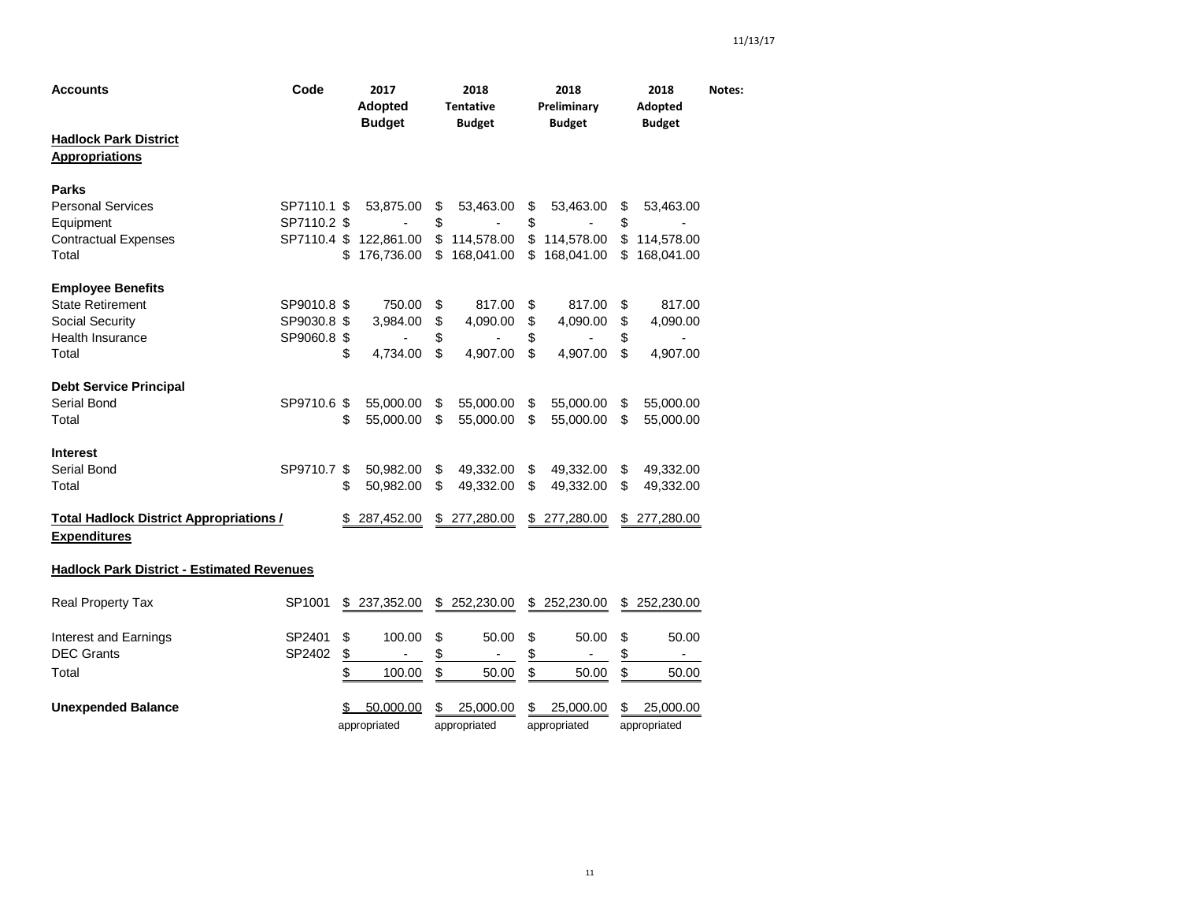| Accounts | Code | 2017 Adopted Budget | 2018 Tentative Budget | 2018 Preliminary Budget | 2018 Adopted Budget | Notes: |
|---|---|---|---|---|---|---|
| **Hadlock Park District** | | | | | | |
| **Appropriations** | | | | | | |
| | | | | | | |
| **Parks** | | | | | | |
| Personal Services | SP7110.1 | $ 53,875.00 | $ 53,463.00 | $ 53,463.00 | $ 53,463.00 | |
| Equipment | SP7110.2 | $ - | $ - | $ - | $ - | |
| Contractual Expenses | SP7110.4 | $ 122,861.00 | $ 114,578.00 | $ 114,578.00 | $ 114,578.00 | |
| Total | | $ 176,736.00 | $ 168,041.00 | $ 168,041.00 | $ 168,041.00 | |
| | | | | | | |
| **Employee Benefits** | | | | | | |
| State Retirement | SP9010.8 | $ 750.00 | $ 817.00 | $ 817.00 | $ 817.00 | |
| Social Security | SP9030.8 | $ 3,984.00 | $ 4,090.00 | $ 4,090.00 | $ 4,090.00 | |
| Health Insurance | SP9060.8 | $ - | $ - | $ - | $ - | |
| Total | | $ 4,734.00 | $ 4,907.00 | $ 4,907.00 | $ 4,907.00 | |
| | | | | | | |
| **Debt Service Principal** | | | | | | |
| Serial Bond | SP9710.6 | $ 55,000.00 | $ 55,000.00 | $ 55,000.00 | $ 55,000.00 | |
| Total | | $ 55,000.00 | $ 55,000.00 | $ 55,000.00 | $ 55,000.00 | |
| | | | | | | |
| **Interest** | | | | | | |
| Serial Bond | SP9710.7 | $ 50,982.00 | $ 49,332.00 | $ 49,332.00 | $ 49,332.00 | |
| Total | | $ 50,982.00 | $ 49,332.00 | $ 49,332.00 | $ 49,332.00 | |
| | | | | | | |
| **Total Hadlock District Appropriations / Expenditures** | | $ 287,452.00 | $ 277,280.00 | $ 277,280.00 | $ 277,280.00 | |
| | | | | | | |
| **Hadlock Park District - Estimated Revenues** | | | | | | |
| | | | | | | |
| Real Property Tax | SP1001 | $ 237,352.00 | $ 252,230.00 | $ 252,230.00 | $ 252,230.00 | |
| | | | | | | |
| Interest and Earnings | SP2401 | $ 100.00 | $ 50.00 | $ 50.00 | $ 50.00 | |
| DEC Grants | SP2402 | $ - | $ - | $ - | $ - | |
| Total | | $ 100.00 | $ 50.00 | $ 50.00 | $ 50.00 | |
| | | | | | | |
| **Unexpended Balance** | | $ 50,000.00 appropriated | $ 25,000.00 appropriated | $ 25,000.00 appropriated | $ 25,000.00 appropriated | |